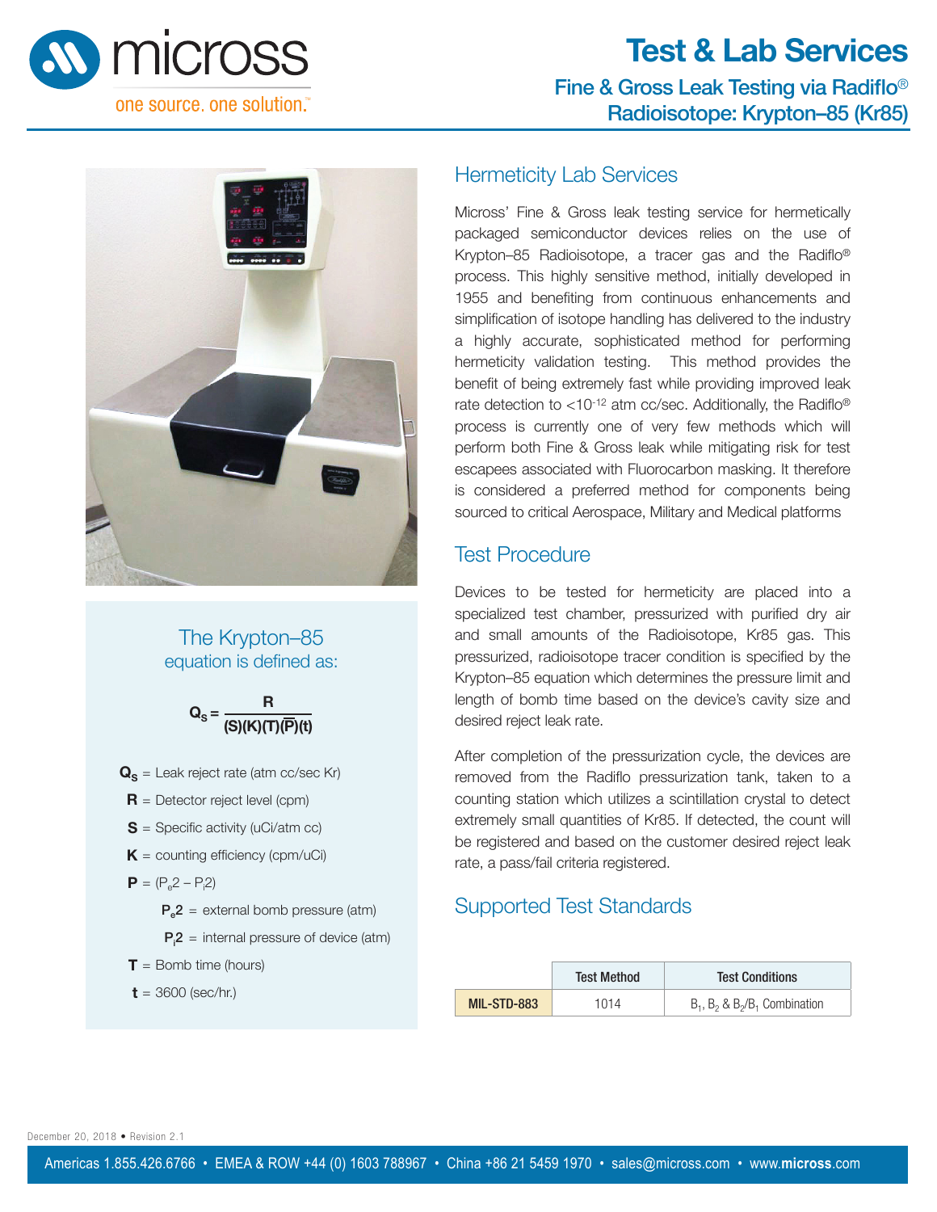# Test & Lab Services

## Fine & Gross Leak Testing via Radiflo®
## Radioisotope: Krypton–85 (Kr85)

### The Krypton–85 equation is defined as:

$$Q_S = \frac{R}{(S)(K)(T)(\overline{P})(t)}$$

- $Q_S$ = Leak reject rate (atm cc/sec Kr)
- **R** = Detector reject level (cpm)
- **S** = Specific activity (uCi/atm cc)
- **K** = counting efficiency (cpm/uCi)
- **P** = ($P_e2 - P_i2$)
  - $P_e2$ = external bomb pressure (atm)
  - $P_i2$ = internal pressure of device (atm)
- **T** = Bomb time (hours)
- **t** = 3600 (sec/hr.)

## Hermeticity Lab Services

Micross' Fine & Gross leak testing service for hermetically packaged semiconductor devices relies on the use of Krypton–85 Radioisotope, a tracer gas and the Radiflo® process. This highly sensitive method, initially developed in 1955 and benefiting from continuous enhancements and simplification of isotope handling has delivered to the industry a highly accurate, sophisticated method for performing hermeticity validation testing. This method provides the benefit of being extremely fast while providing improved leak rate detection to $<10^{-12}$ atm cc/sec. Additionally, the Radiflo® process is currently one of very few methods which will perform both Fine & Gross leak while mitigating risk for test escapees associated with Fluorocarbon masking. It therefore is considered a preferred method for components being sourced to critical Aerospace, Military and Medical platforms

## Test Procedure

Devices to be tested for hermeticity are placed into a specialized test chamber, pressurized with purified dry air and small amounts of the Radioisotope, Kr85 gas. This pressurized, radioisotope tracer condition is specified by the Krypton–85 equation which determines the pressure limit and length of bomb time based on the device's cavity size and desired reject leak rate.

After completion of the pressurization cycle, the devices are removed from the Radiflo pressurization tank, taken to a counting station which utilizes a scintillation crystal to detect extremely small quantities of Kr85. If detected, the count will be registered and based on the customer desired reject leak rate, a pass/fail criteria registered.

## Supported Test Standards

| | Test Method | Test Conditions |
|---|---|---|
| MIL-STD-883 | 1014 | $B_1$, $B_2$ & $B_2/B_1$ Combination |

December 20, 2018 • Revision 2.1

Americas 1.855.426.6766 • EMEA & ROW +44 (0) 1603 788967 • China +86 21 5459 1970 • sales@micross.com • www.micross.com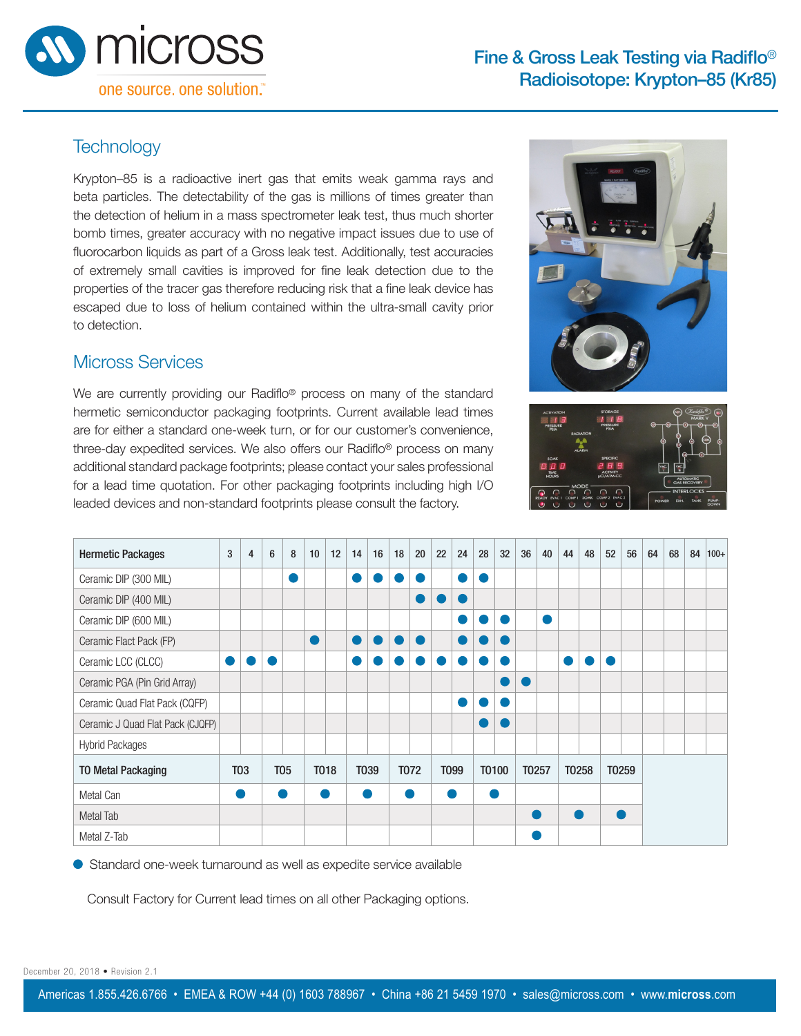# Fine & Gross Leak Testing via Radiflo® Radioisotope: Krypton–85 (Kr85)

## Technology

Krypton–85 is a radioactive inert gas that emits weak gamma rays and beta particles. The detectability of the gas is millions of times greater than the detection of helium in a mass spectrometer leak test, thus much shorter bomb times, greater accuracy with no negative impact issues due to use of fluorocarbon liquids as part of a Gross leak test. Additionally, test accuracies of extremely small cavities is improved for fine leak detection due to the properties of the tracer gas therefore reducing risk that a fine leak device has escaped due to loss of helium contained within the ultra-small cavity prior to detection.

## Micross Services

We are currently providing our Radiflo® process on many of the standard hermetic semiconductor packaging footprints. Current available lead times are for either a standard one-week turn, or for our customer's convenience, three-day expedited services. We also offers our Radiflo® process on many additional standard package footprints; please contact your sales professional for a lead time quotation. For other packaging footprints including high I/O leaded devices and non-standard footprints please consult the factory.

| Hermetic Packages | 3 | 4 | 6 | 8 | 10 | 12 | 14 | 16 | 18 | 20 | 22 | 24 | 28 | 32 | 36 | 40 | 44 | 48 | 52 | 56 | 64 | 68 | 84 | 100+ |
|---|---|---|---|---|---|---|---|---|---|---|---|---|---|---|---|---|---|---|---|---|---|---|---|---|
| Ceramic DIP (300 MIL) | | | | ● | | | ● | ● | ● | ● | | ● | ● | | | | | | | | | | | |
| Ceramic DIP (400 MIL) | | | | | | | | | | ● | ● | ● | | | | | | | | | | | | |
| Ceramic DIP (600 MIL) | | | | | | | | | | | | ● | ● | ● | | ● | | | | | | | | |
| Ceramic Flact Pack (FP) | | | | | ● | | ● | ● | ● | ● | | ● | ● | ● | | | | | | | | | | |
| Ceramic LCC (CLCC) | ● | ● | ● | | | | ● | ● | ● | ● | ● | ● | ● | ● | | | ● | ● | ● | | | | | |
| Ceramic PGA (Pin Grid Array) | | | | | | | | | | | | | | ● | ● | | | | | | | | | |
| Ceramic Quad Flat Pack (CQFP) | | | | | | | | | | | | ● | ● | ● | | | | | | | | | | |
| Ceramic J Quad Flat Pack (CJQFP) | | | | | | | | | | | | | ● | ● | | | | | | | | | | |
| Hybrid Packages | | | | | | | | | | | | | | | | | | | | | | | | |

| TO Metal Packaging | T03 | T05 | T018 | T039 | T072 | T099 | T0100 | T0257 | T0258 | T0259 |
|---|---|---|---|---|---|---|---|---|---|---|
| Metal Can | ● | ● | ● | ● | ● | ● | ● | | | |
| Metal Tab | | | | | | | | ● | ● | ● |
| Metal Z-Tab | | | | | | | | ● | | |

● Standard one-week turnaround as well as expedite service available

Consult Factory for Current lead times on all other Packaging options.